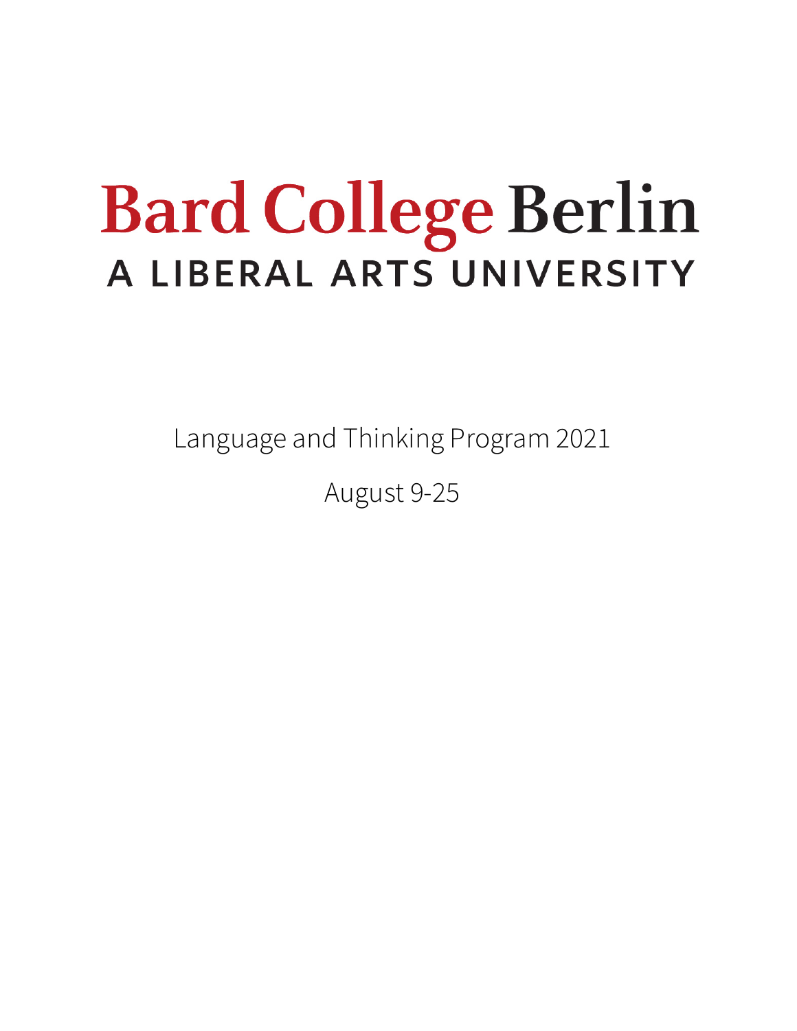# Bard College Berlin

## A LIBERAL ARTS UNIVERSITY

Language and Thinking Program 2021

August 9-25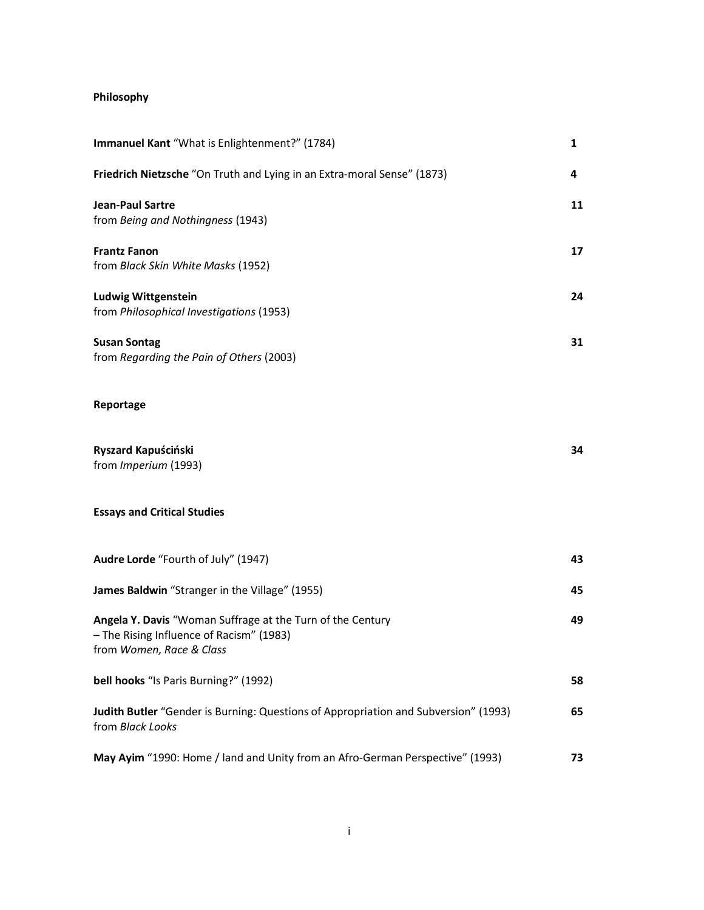## Philosophy

| | |
|---|---|
| **Immanuel Kant** "What is Enlightenment?" (1784) | **1** |
| **Friedrich Nietzsche** "On Truth and Lying in an Extra-moral Sense" (1873) | **4** |
| **Jean-Paul Sartre**<br>from *Being and Nothingness* (1943) | **11** |
| **Frantz Fanon**<br>from *Black Skin White Masks* (1952) | **17** |
| **Ludwig Wittgenstein**<br>from *Philosophical Investigations* (1953) | **24** |
| **Susan Sontag**<br>from *Regarding the Pain of Others* (2003) | **31** |

## Reportage

| | |
|---|---|
| **Ryszard Kapuściński**<br>from *Imperium* (1993) | **34** |

## Essays and Critical Studies

| | |
|---|---|
| **Audre Lorde** "Fourth of July" (1947) | **43** |
| **James Baldwin** "Stranger in the Village" (1955) | **45** |
| **Angela Y. Davis** "Woman Suffrage at the Turn of the Century – The Rising Influence of Racism" (1983)<br>from *Women, Race & Class* | **49** |
| **bell hooks** "Is Paris Burning?" (1992) | **58** |
| **Judith Butler** "Gender is Burning: Questions of Appropriation and Subversion" (1993)<br>from *Black Looks* | **65** |
| **May Ayim** "1990: Home / land and Unity from an Afro-German Perspective" (1993) | **73** |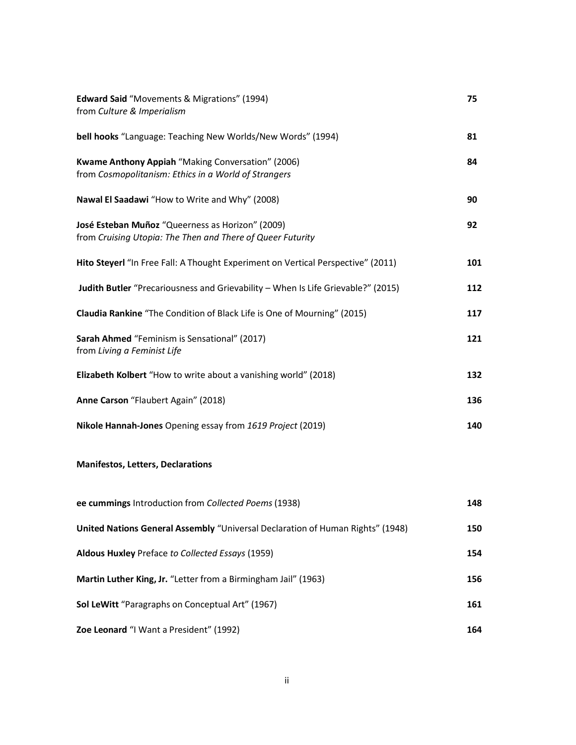**Edward Said** "Movements & Migrations" (1994) **75**
from *Culture & Imperialism*

**bell hooks** "Language: Teaching New Worlds/New Words" (1994) **81**

**Kwame Anthony Appiah** "Making Conversation" (2006) **84**
from *Cosmopolitanism: Ethics in a World of Strangers*

**Nawal El Saadawi** "How to Write and Why" (2008) **90**

**José Esteban Muñoz** "Queerness as Horizon" (2009) **92**
from *Cruising Utopia: The Then and There of Queer Futurity*

**Hito Steyerl** "In Free Fall: A Thought Experiment on Vertical Perspective" (2011) **101**

**Judith Butler** "Precariousness and Grievability – When Is Life Grievable?" (2015) **112**

**Claudia Rankine** "The Condition of Black Life is One of Mourning" (2015) **117**

**Sarah Ahmed** "Feminism is Sensational" (2017) **121**
from *Living a Feminist Life*

**Elizabeth Kolbert** "How to write about a vanishing world" (2018) **132**

**Anne Carson** "Flaubert Again" (2018) **136**

**Nikole Hannah-Jones** Opening essay from *1619 Project* (2019) **140**

**Manifestos, Letters, Declarations**

**ee cummings** Introduction from *Collected Poems* (1938) **148**

**United Nations General Assembly** "Universal Declaration of Human Rights" (1948) **150**

**Aldous Huxley** Preface *to Collected Essays* (1959) **154**

**Martin Luther King, Jr.** "Letter from a Birmingham Jail" (1963) **156**

**Sol LeWitt** "Paragraphs on Conceptual Art" (1967) **161**

**Zoe Leonard** "I Want a President" (1992) **164**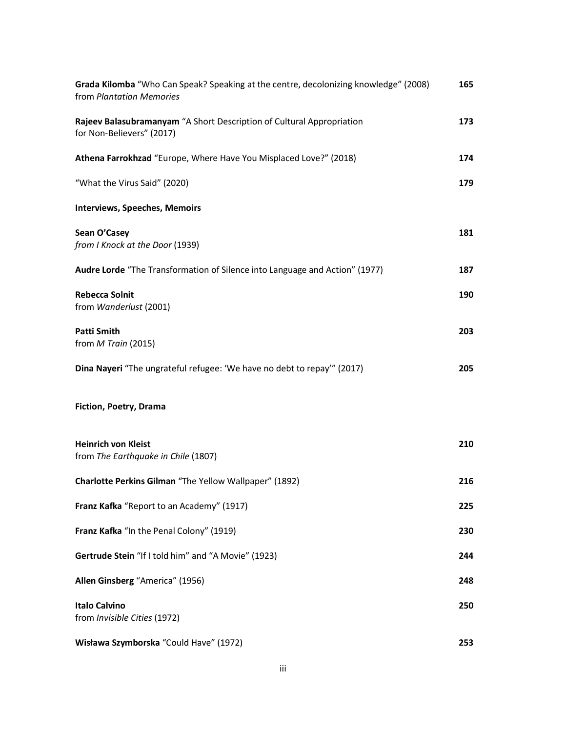**Grada Kilomba** "Who Can Speak? Speaking at the centre, decolonizing knowledge" (2008) from *Plantation Memories* **165**

**Rajeev Balasubramanyam** "A Short Description of Cultural Appropriation for Non-Believers" (2017) **173**

**Athena Farrokhzad** "Europe, Where Have You Misplaced Love?" (2018) **174**

"What the Virus Said" (2020) **179**

**Interviews, Speeches, Memoirs**

**Sean O'Casey**
*from I Knock at the Door* (1939) **181**

**Audre Lorde** "The Transformation of Silence into Language and Action" (1977) **187**

**Rebecca Solnit**
from *Wanderlust* (2001) **190**

**Patti Smith**
from *M Train* (2015) **203**

**Dina Nayeri** "The ungrateful refugee: 'We have no debt to repay'" (2017) **205**

**Fiction, Poetry, Drama**

**Heinrich von Kleist**
from *The Earthquake in Chile* (1807) **210**

**Charlotte Perkins Gilman** "The Yellow Wallpaper" (1892) **216**

**Franz Kafka** "Report to an Academy" (1917) **225**

**Franz Kafka** "In the Penal Colony" (1919) **230**

**Gertrude Stein** "If I told him" and "A Movie" (1923) **244**

**Allen Ginsberg** "America" (1956) **248**

**Italo Calvino**
from *Invisible Cities* (1972) **250**

**Wisława Szymborska** "Could Have" (1972) **253**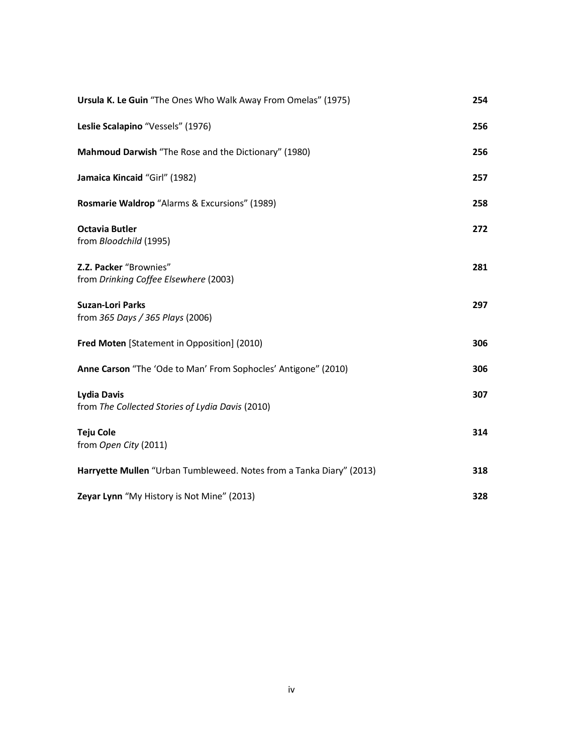**Ursula K. Le Guin** "The Ones Who Walk Away From Omelas" (1975) **254**

**Leslie Scalapino** "Vessels" (1976) **256**

**Mahmoud Darwish** "The Rose and the Dictionary" (1980) **256**

**Jamaica Kincaid** "Girl" (1982) **257**

**Rosmarie Waldrop** "Alarms & Excursions" (1989) **258**

**Octavia Butler**
from *Bloodchild* (1995) **272**

**Z.Z. Packer** "Brownies"
from *Drinking Coffee Elsewhere* (2003) **281**

**Suzan-Lori Parks**
from *365 Days / 365 Plays* (2006) **297**

**Fred Moten** [Statement in Opposition] (2010) **306**

**Anne Carson** "The 'Ode to Man' From Sophocles' Antigone" (2010) **306**

**Lydia Davis**
from *The Collected Stories of Lydia Davis* (2010) **307**

**Teju Cole**
from *Open City* (2011) **314**

**Harryette Mullen** "Urban Tumbleweed. Notes from a Tanka Diary" (2013) **318**

**Zeyar Lynn** "My History is Not Mine" (2013) **328**